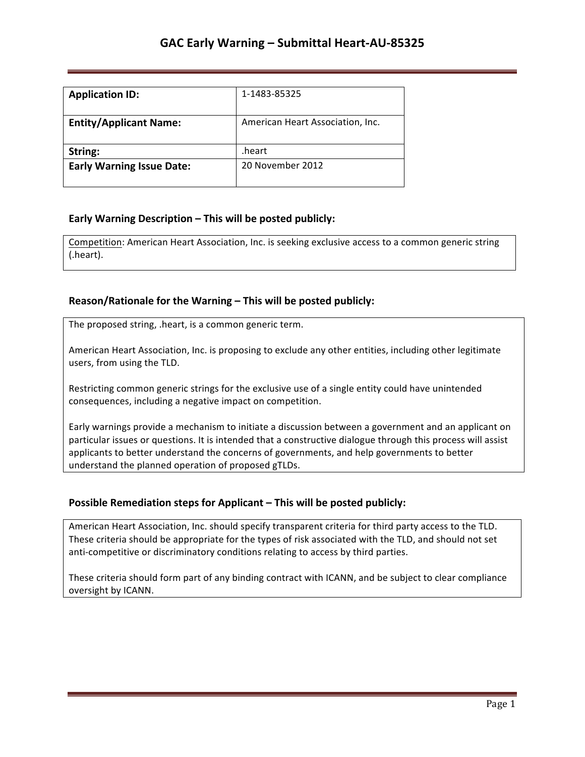# GAC Early Warning – Submittal Heart-AU-85325

| **Application ID:** | 1-1483-85325 |
|---|---|
| **Entity/Applicant Name:** | American Heart Association, Inc. |
| **String:** | .heart |
| **Early Warning Issue Date:** | 20 November 2012 |

### Early Warning Description – This will be posted publicly:

Competition: American Heart Association, Inc. is seeking exclusive access to a common generic string (.heart).

### Reason/Rationale for the Warning – This will be posted publicly:

The proposed string, .heart, is a common generic term.

American Heart Association, Inc. is proposing to exclude any other entities, including other legitimate users, from using the TLD.

Restricting common generic strings for the exclusive use of a single entity could have unintended consequences, including a negative impact on competition.

Early warnings provide a mechanism to initiate a discussion between a government and an applicant on particular issues or questions. It is intended that a constructive dialogue through this process will assist applicants to better understand the concerns of governments, and help governments to better understand the planned operation of proposed gTLDs.

### Possible Remediation steps for Applicant – This will be posted publicly:

American Heart Association, Inc. should specify transparent criteria for third party access to the TLD. These criteria should be appropriate for the types of risk associated with the TLD, and should not set anti-competitive or discriminatory conditions relating to access by third parties.

These criteria should form part of any binding contract with ICANN, and be subject to clear compliance oversight by ICANN.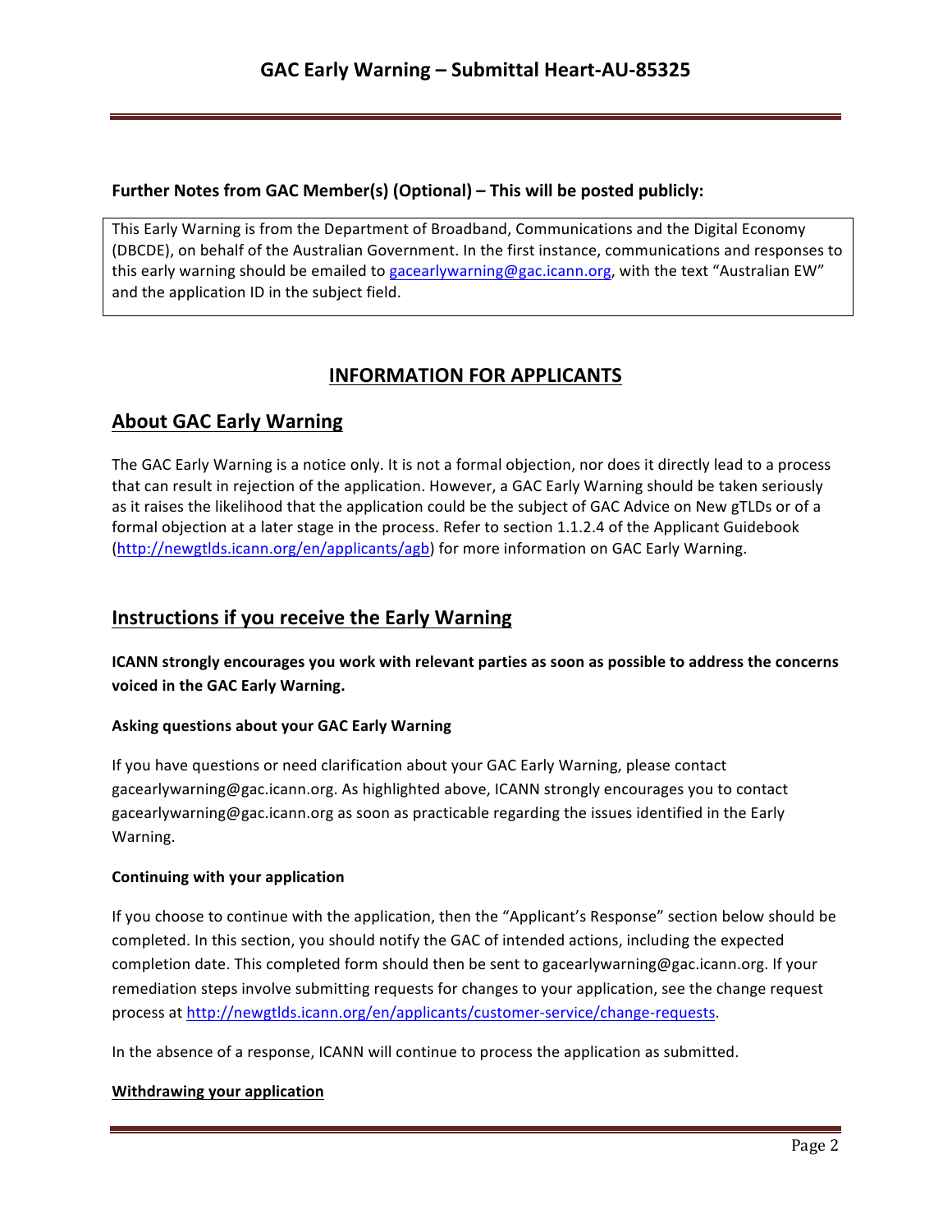**Further Notes from GAC Member(s) (Optional) – This will be posted publicly:**

This Early Warning is from the Department of Broadband, Communications and the Digital Economy (DBCDE), on behalf of the Australian Government. In the first instance, communications and responses to this early warning should be emailed to gacearlywarning@gac.icann.org, with the text "Australian EW" and the application ID in the subject field.

# INFORMATION FOR APPLICANTS

## About GAC Early Warning

The GAC Early Warning is a notice only. It is not a formal objection, nor does it directly lead to a process that can result in rejection of the application. However, a GAC Early Warning should be taken seriously as it raises the likelihood that the application could be the subject of GAC Advice on New gTLDs or of a formal objection at a later stage in the process. Refer to section 1.1.2.4 of the Applicant Guidebook (http://newgtlds.icann.org/en/applicants/agb) for more information on GAC Early Warning.

## Instructions if you receive the Early Warning

**ICANN strongly encourages you work with relevant parties as soon as possible to address the concerns voiced in the GAC Early Warning.**

**Asking questions about your GAC Early Warning**

If you have questions or need clarification about your GAC Early Warning, please contact gacearlywarning@gac.icann.org. As highlighted above, ICANN strongly encourages you to contact gacearlywarning@gac.icann.org as soon as practicable regarding the issues identified in the Early Warning.

**Continuing with your application**

If you choose to continue with the application, then the "Applicant's Response" section below should be completed. In this section, you should notify the GAC of intended actions, including the expected completion date. This completed form should then be sent to gacearlywarning@gac.icann.org. If your remediation steps involve submitting requests for changes to your application, see the change request process at http://newgtlds.icann.org/en/applicants/customer-service/change-requests.

In the absence of a response, ICANN will continue to process the application as submitted.

**Withdrawing your application**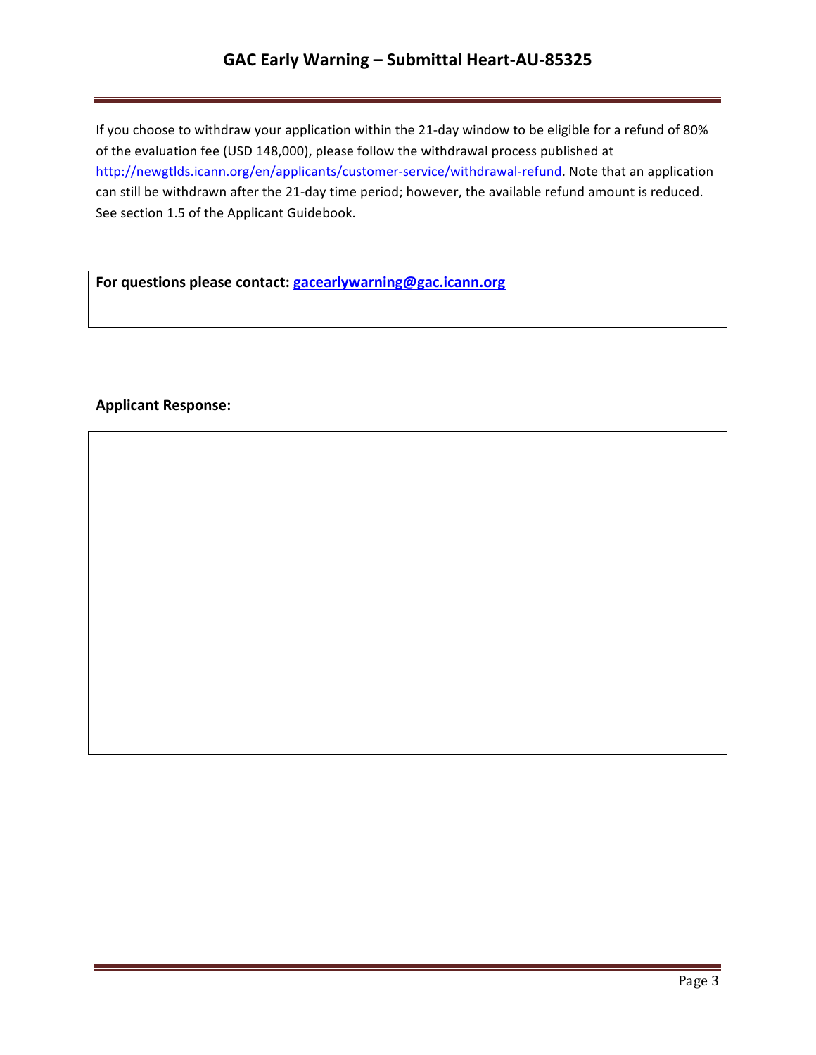If you choose to withdraw your application within the 21-day window to be eligible for a refund of 80% of the evaluation fee (USD 148,000), please follow the withdrawal process published at http://newgtlds.icann.org/en/applicants/customer-service/withdrawal-refund. Note that an application can still be withdrawn after the 21-day time period; however, the available refund amount is reduced. See section 1.5 of the Applicant Guidebook.

**For questions please contact: gacearlywarning@gac.icann.org**

**Applicant Response:**